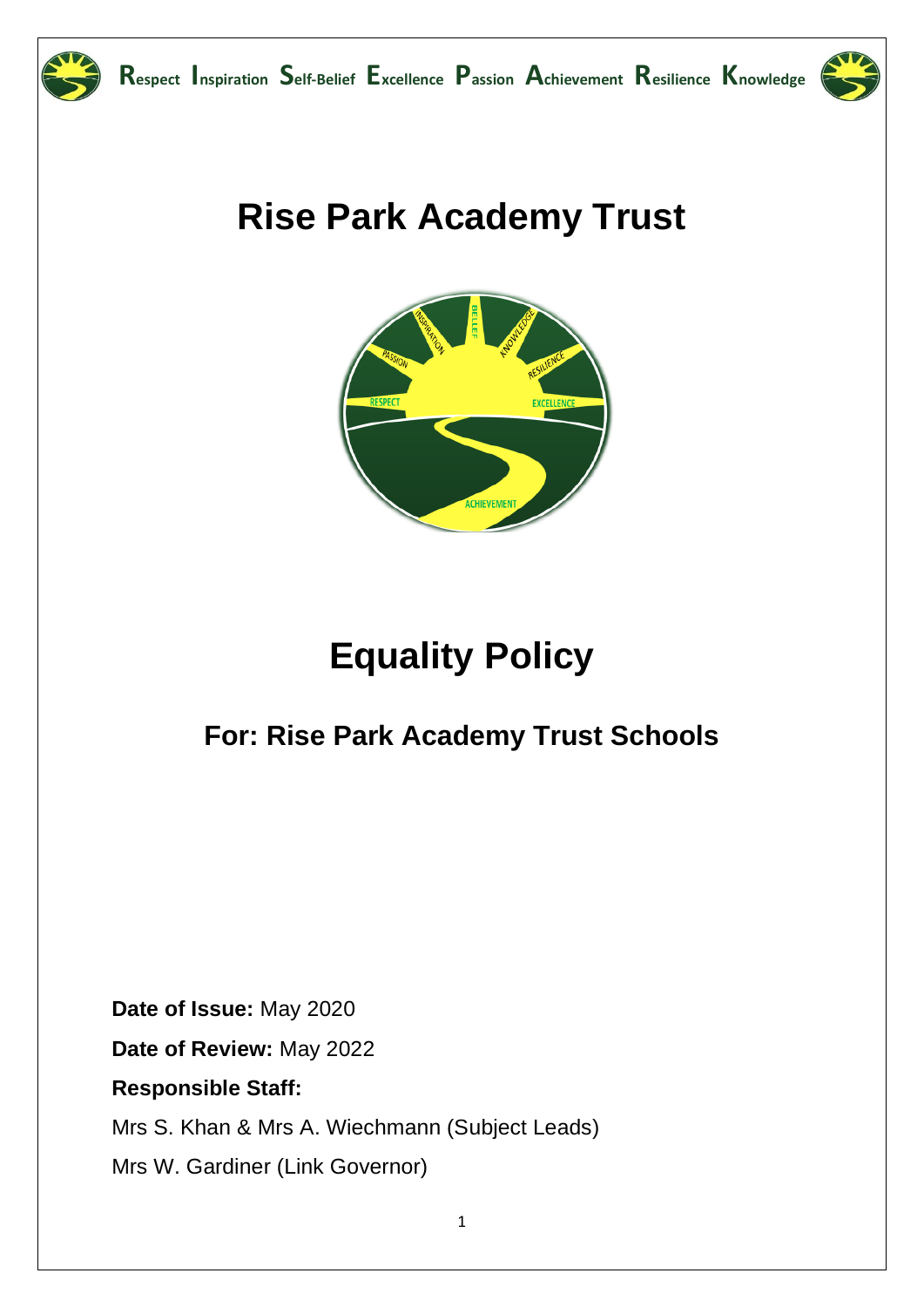# Rise Park Academy Trust

# Equality Policy

## For: Rise Park Academy Trust Schools

**Date of Issue:** May 2020

**Date of Review:** May 2022

**Responsible Staff:**

Mrs S. Khan & Mrs A. Wiechmann (Subject Leads)

Mrs W. Gardiner (Link Governor)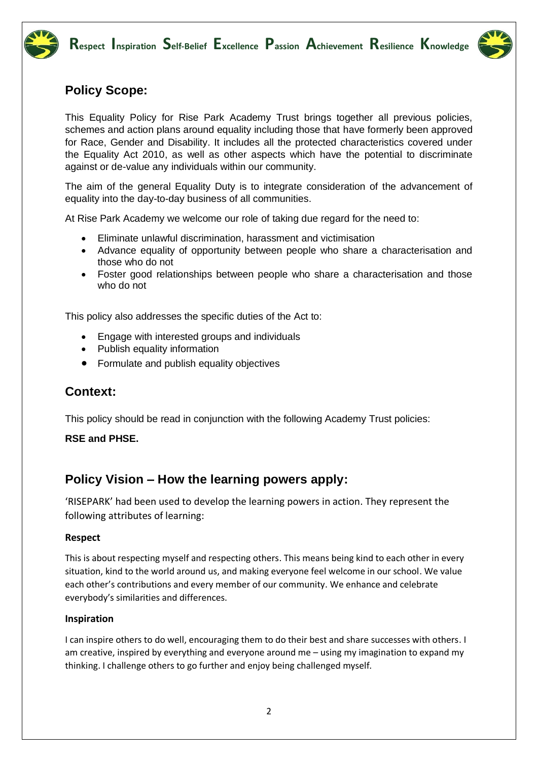## Policy Scope:

This Equality Policy for Rise Park Academy Trust brings together all previous policies, schemes and action plans around equality including those that have formerly been approved for Race, Gender and Disability. It includes all the protected characteristics covered under the Equality Act 2010, as well as other aspects which have the potential to discriminate against or de-value any individuals within our community.

The aim of the general Equality Duty is to integrate consideration of the advancement of equality into the day-to-day business of all communities.

At Rise Park Academy we welcome our role of taking due regard for the need to:

- Eliminate unlawful discrimination, harassment and victimisation
- Advance equality of opportunity between people who share a characterisation and those who do not
- Foster good relationships between people who share a characterisation and those who do not

This policy also addresses the specific duties of the Act to:

- Engage with interested groups and individuals
- Publish equality information
- Formulate and publish equality objectives

## Context:

This policy should be read in conjunction with the following Academy Trust policies:

**RSE and PHSE.**

## Policy Vision – How the learning powers apply:

'RISEPARK' had been used to develop the learning powers in action. They represent the following attributes of learning:

**Respect**

This is about respecting myself and respecting others. This means being kind to each other in every situation, kind to the world around us, and making everyone feel welcome in our school. We value each other's contributions and every member of our community. We enhance and celebrate everybody's similarities and differences.

**Inspiration**

I can inspire others to do well, encouraging them to do their best and share successes with others. I am creative, inspired by everything and everyone around me – using my imagination to expand my thinking. I challenge others to go further and enjoy being challenged myself.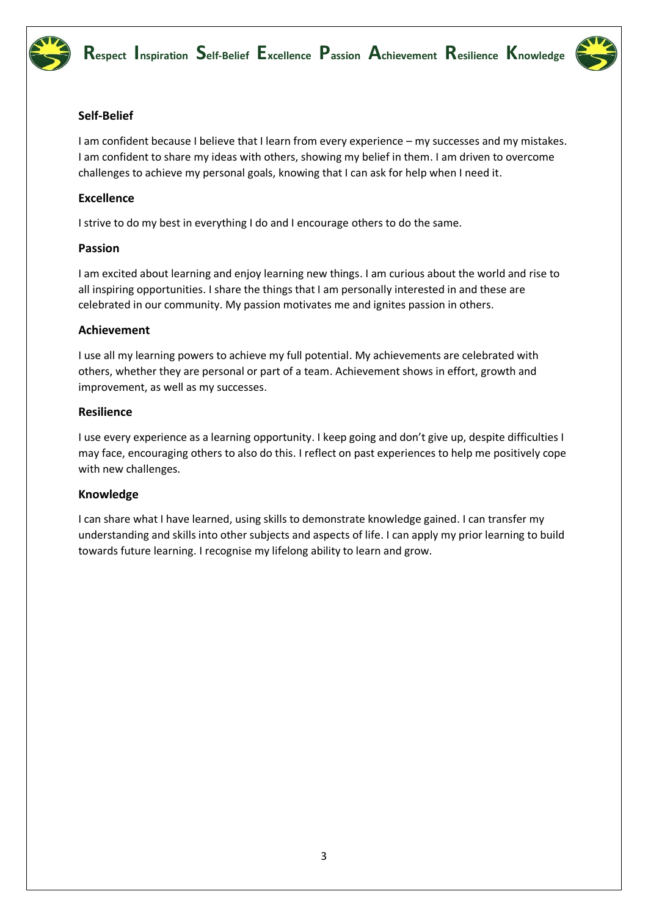### Self-Belief

I am confident because I believe that I learn from every experience – my successes and my mistakes. I am confident to share my ideas with others, showing my belief in them. I am driven to overcome challenges to achieve my personal goals, knowing that I can ask for help when I need it.

### Excellence

I strive to do my best in everything I do and I encourage others to do the same.

### Passion

I am excited about learning and enjoy learning new things. I am curious about the world and rise to all inspiring opportunities. I share the things that I am personally interested in and these are celebrated in our community. My passion motivates me and ignites passion in others.

### Achievement

I use all my learning powers to achieve my full potential. My achievements are celebrated with others, whether they are personal or part of a team. Achievement shows in effort, growth and improvement, as well as my successes.

### Resilience

I use every experience as a learning opportunity. I keep going and don't give up, despite difficulties I may face, encouraging others to also do this. I reflect on past experiences to help me positively cope with new challenges.

### Knowledge

I can share what I have learned, using skills to demonstrate knowledge gained. I can transfer my understanding and skills into other subjects and aspects of life. I can apply my prior learning to build towards future learning. I recognise my lifelong ability to learn and grow.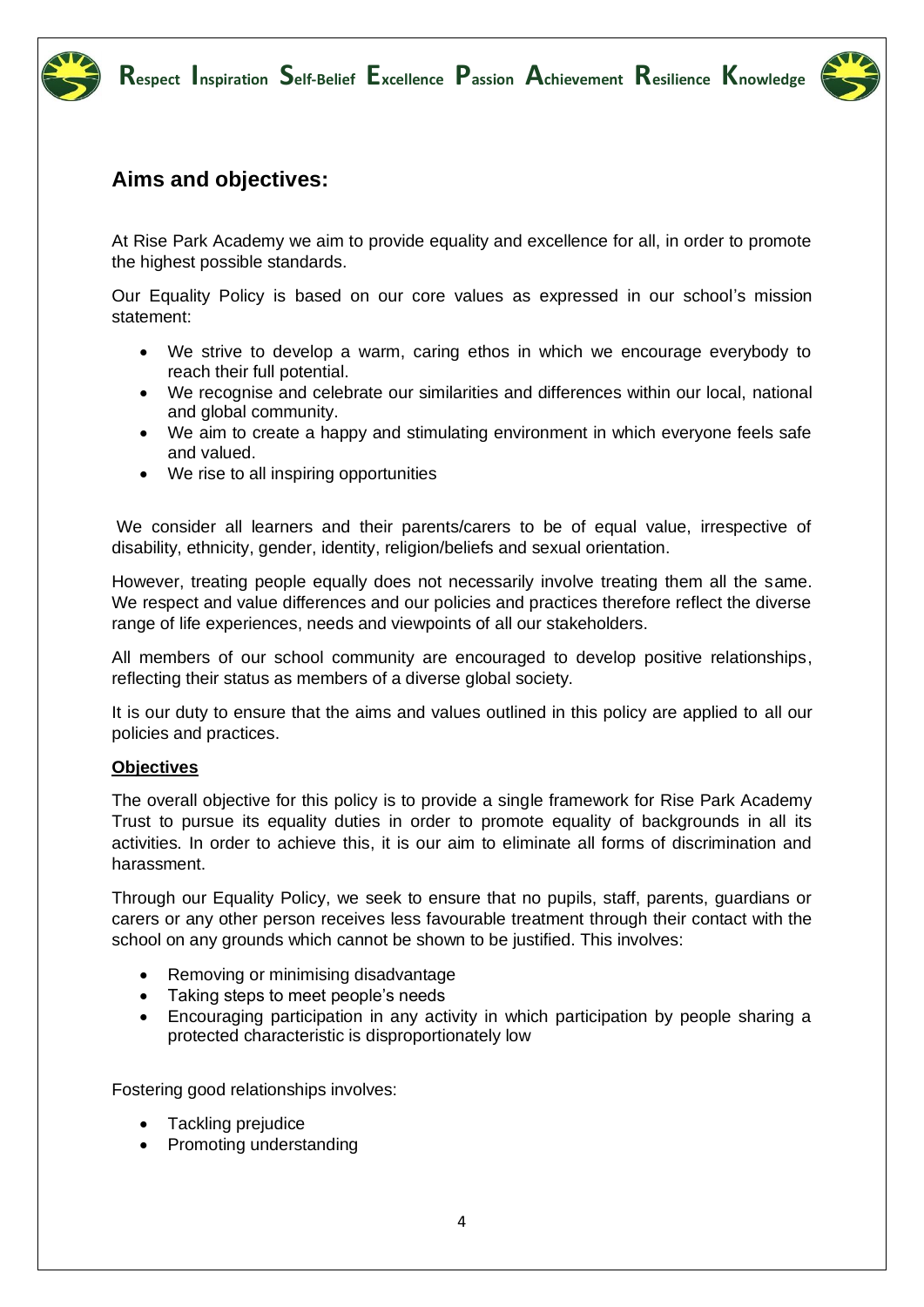## Aims and objectives:

At Rise Park Academy we aim to provide equality and excellence for all, in order to promote the highest possible standards.

Our Equality Policy is based on our core values as expressed in our school's mission statement:

- We strive to develop a warm, caring ethos in which we encourage everybody to reach their full potential.
- We recognise and celebrate our similarities and differences within our local, national and global community.
- We aim to create a happy and stimulating environment in which everyone feels safe and valued.
- We rise to all inspiring opportunities

We consider all learners and their parents/carers to be of equal value, irrespective of disability, ethnicity, gender, identity, religion/beliefs and sexual orientation.

However, treating people equally does not necessarily involve treating them all the same. We respect and value differences and our policies and practices therefore reflect the diverse range of life experiences, needs and viewpoints of all our stakeholders.

All members of our school community are encouraged to develop positive relationships, reflecting their status as members of a diverse global society.

It is our duty to ensure that the aims and values outlined in this policy are applied to all our policies and practices.

**Objectives**

The overall objective for this policy is to provide a single framework for Rise Park Academy Trust to pursue its equality duties in order to promote equality of backgrounds in all its activities. In order to achieve this, it is our aim to eliminate all forms of discrimination and harassment.

Through our Equality Policy, we seek to ensure that no pupils, staff, parents, guardians or carers or any other person receives less favourable treatment through their contact with the school on any grounds which cannot be shown to be justified. This involves:

- Removing or minimising disadvantage
- Taking steps to meet people's needs
- Encouraging participation in any activity in which participation by people sharing a protected characteristic is disproportionately low

Fostering good relationships involves:

- Tackling prejudice
- Promoting understanding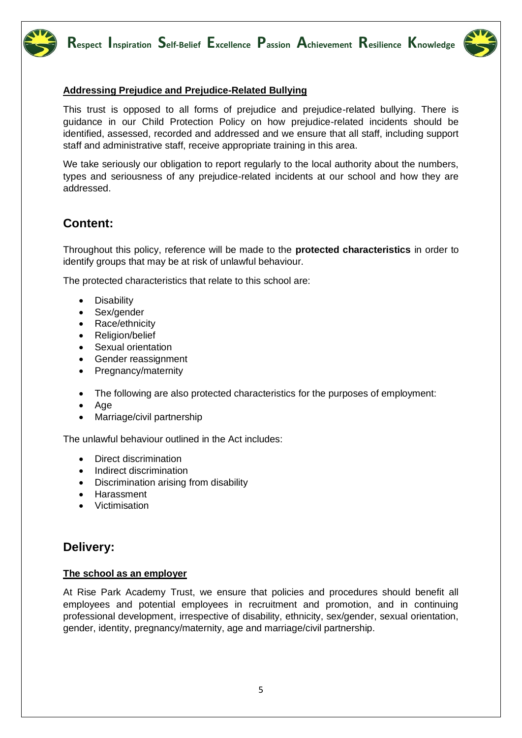#### Addressing Prejudice and Prejudice-Related Bullying

This trust is opposed to all forms of prejudice and prejudice-related bullying. There is guidance in our Child Protection Policy on how prejudice-related incidents should be identified, assessed, recorded and addressed and we ensure that all staff, including support staff and administrative staff, receive appropriate training in this area.

We take seriously our obligation to report regularly to the local authority about the numbers, types and seriousness of any prejudice-related incidents at our school and how they are addressed.

## Content:

Throughout this policy, reference will be made to the **protected characteristics** in order to identify groups that may be at risk of unlawful behaviour.

The protected characteristics that relate to this school are:

- Disability
- Sex/gender
- Race/ethnicity
- Religion/belief
- Sexual orientation
- Gender reassignment
- Pregnancy/maternity

- The following are also protected characteristics for the purposes of employment:
- Age
- Marriage/civil partnership

The unlawful behaviour outlined in the Act includes:

- Direct discrimination
- Indirect discrimination
- Discrimination arising from disability
- Harassment
- Victimisation

## Delivery:

#### The school as an employer

At Rise Park Academy Trust, we ensure that policies and procedures should benefit all employees and potential employees in recruitment and promotion, and in continuing professional development, irrespective of disability, ethnicity, sex/gender, sexual orientation, gender, identity, pregnancy/maternity, age and marriage/civil partnership.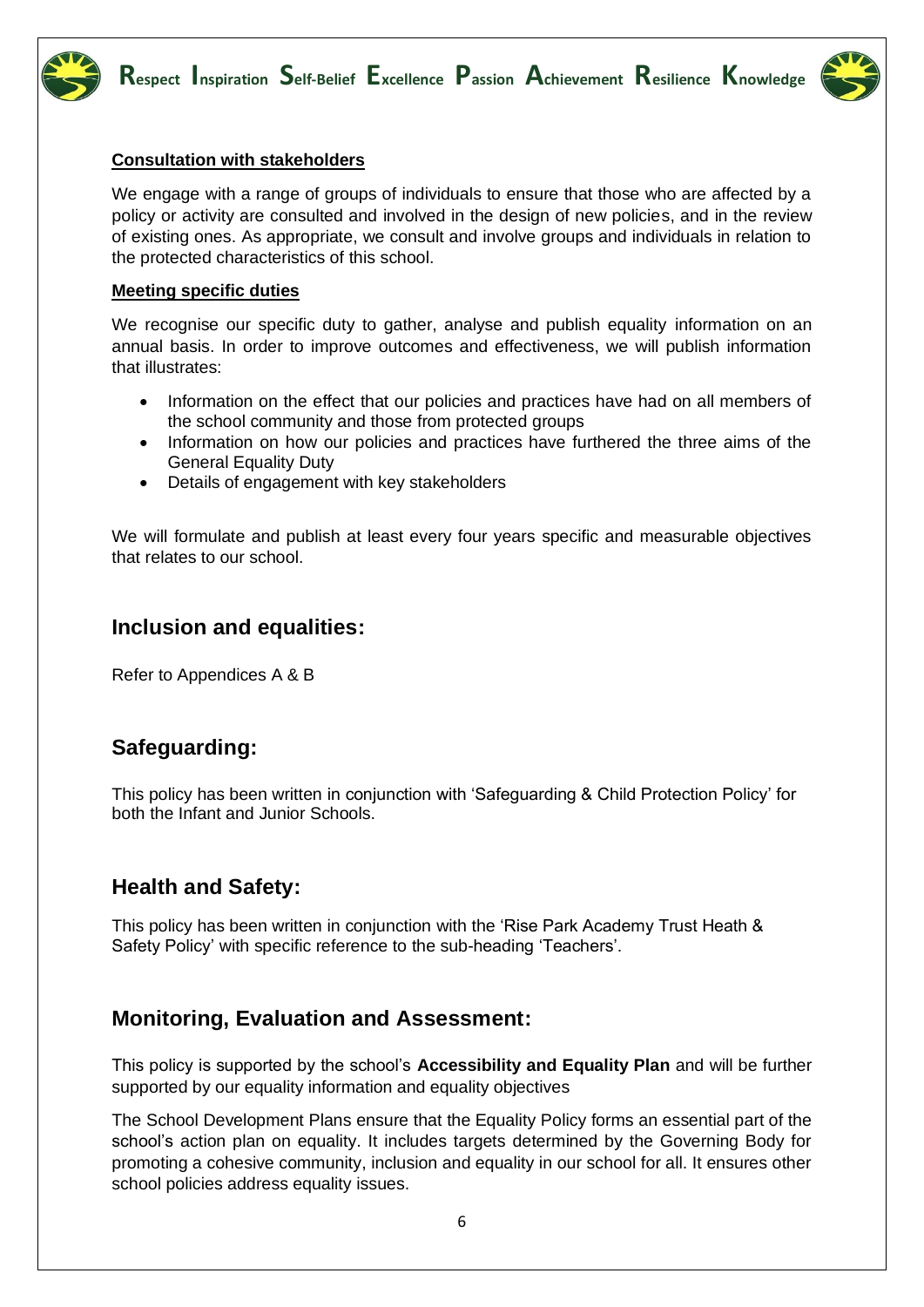#### Consultation with stakeholders

We engage with a range of groups of individuals to ensure that those who are affected by a policy or activity are consulted and involved in the design of new policies, and in the review of existing ones. As appropriate, we consult and involve groups and individuals in relation to the protected characteristics of this school.

#### Meeting specific duties

We recognise our specific duty to gather, analyse and publish equality information on an annual basis. In order to improve outcomes and effectiveness, we will publish information that illustrates:

- Information on the effect that our policies and practices have had on all members of the school community and those from protected groups
- Information on how our policies and practices have furthered the three aims of the General Equality Duty
- Details of engagement with key stakeholders

We will formulate and publish at least every four years specific and measurable objectives that relates to our school.

## Inclusion and equalities:

Refer to Appendices A & B

## Safeguarding:

This policy has been written in conjunction with 'Safeguarding & Child Protection Policy' for both the Infant and Junior Schools.

## Health and Safety:

This policy has been written in conjunction with the 'Rise Park Academy Trust Heath & Safety Policy' with specific reference to the sub-heading 'Teachers'.

## Monitoring, Evaluation and Assessment:

This policy is supported by the school's **Accessibility and Equality Plan** and will be further supported by our equality information and equality objectives

The School Development Plans ensure that the Equality Policy forms an essential part of the school's action plan on equality. It includes targets determined by the Governing Body for promoting a cohesive community, inclusion and equality in our school for all. It ensures other school policies address equality issues.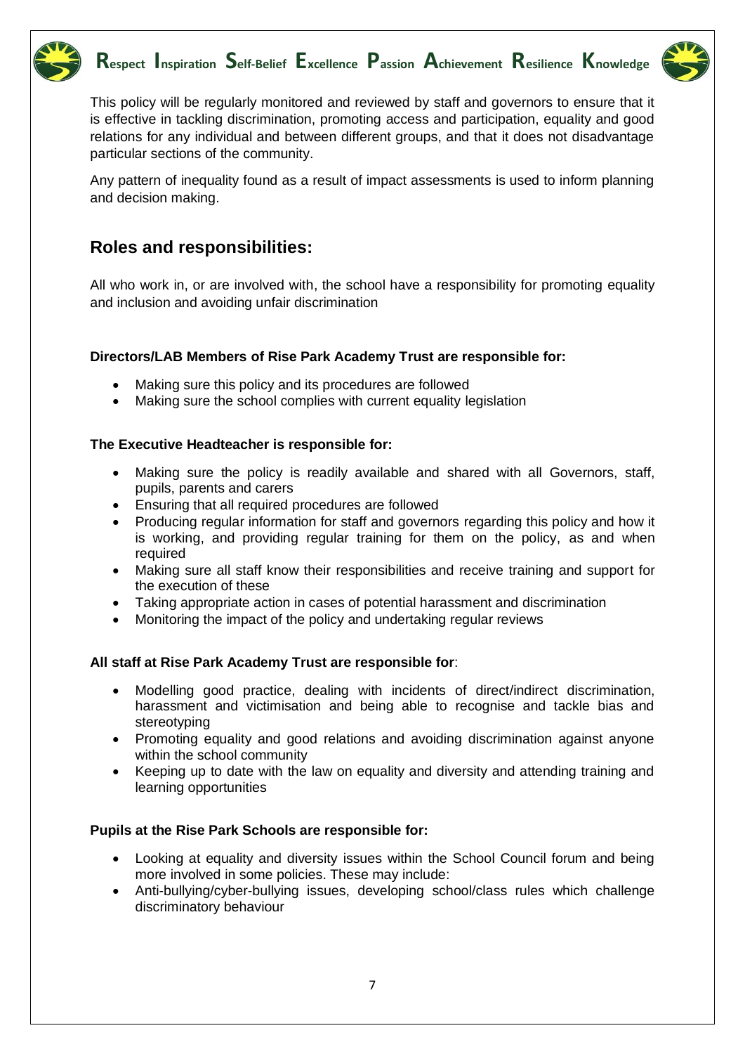This policy will be regularly monitored and reviewed by staff and governors to ensure that it is effective in tackling discrimination, promoting access and participation, equality and good relations for any individual and between different groups, and that it does not disadvantage particular sections of the community.

Any pattern of inequality found as a result of impact assessments is used to inform planning and decision making.

## Roles and responsibilities:

All who work in, or are involved with, the school have a responsibility for promoting equality and inclusion and avoiding unfair discrimination

**Directors/LAB Members of Rise Park Academy Trust are responsible for:**

- Making sure this policy and its procedures are followed
- Making sure the school complies with current equality legislation

**The Executive Headteacher is responsible for:**

- Making sure the policy is readily available and shared with all Governors, staff, pupils, parents and carers
- Ensuring that all required procedures are followed
- Producing regular information for staff and governors regarding this policy and how it is working, and providing regular training for them on the policy, as and when required
- Making sure all staff know their responsibilities and receive training and support for the execution of these
- Taking appropriate action in cases of potential harassment and discrimination
- Monitoring the impact of the policy and undertaking regular reviews

**All staff at Rise Park Academy Trust are responsible for**:

- Modelling good practice, dealing with incidents of direct/indirect discrimination, harassment and victimisation and being able to recognise and tackle bias and stereotyping
- Promoting equality and good relations and avoiding discrimination against anyone within the school community
- Keeping up to date with the law on equality and diversity and attending training and learning opportunities

**Pupils at the Rise Park Schools are responsible for:**

- Looking at equality and diversity issues within the School Council forum and being more involved in some policies. These may include:
- Anti-bullying/cyber-bullying issues, developing school/class rules which challenge discriminatory behaviour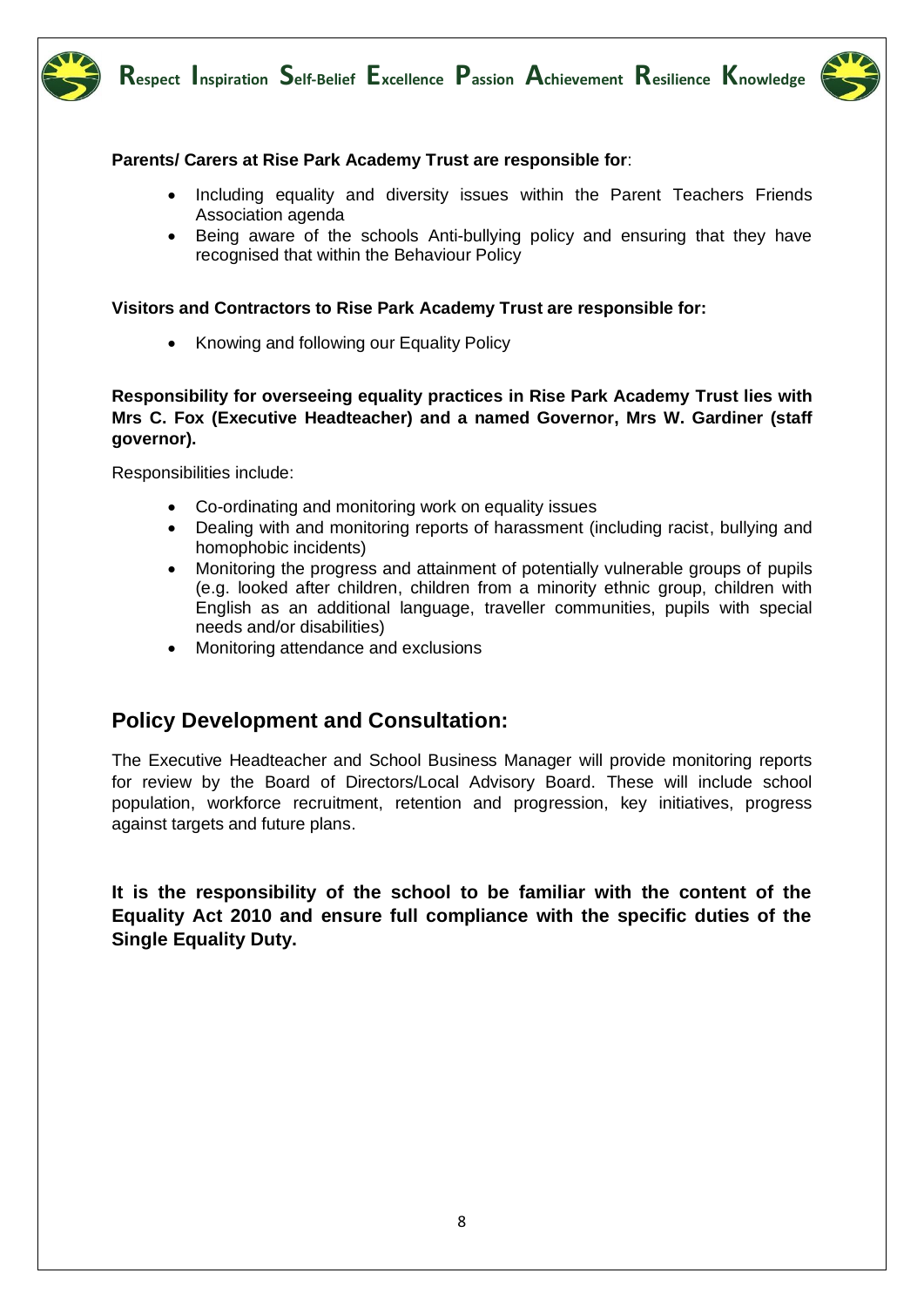**Parents/ Carers at Rise Park Academy Trust are responsible for**:

- Including equality and diversity issues within the Parent Teachers Friends Association agenda
- Being aware of the schools Anti-bullying policy and ensuring that they have recognised that within the Behaviour Policy

**Visitors and Contractors to Rise Park Academy Trust are responsible for:**

- Knowing and following our Equality Policy

**Responsibility for overseeing equality practices in Rise Park Academy Trust lies with Mrs C. Fox (Executive Headteacher) and a named Governor, Mrs W. Gardiner (staff governor).**

Responsibilities include:

- Co-ordinating and monitoring work on equality issues
- Dealing with and monitoring reports of harassment (including racist, bullying and homophobic incidents)
- Monitoring the progress and attainment of potentially vulnerable groups of pupils (e.g. looked after children, children from a minority ethnic group, children with English as an additional language, traveller communities, pupils with special needs and/or disabilities)
- Monitoring attendance and exclusions

## Policy Development and Consultation:

The Executive Headteacher and School Business Manager will provide monitoring reports for review by the Board of Directors/Local Advisory Board. These will include school population, workforce recruitment, retention and progression, key initiatives, progress against targets and future plans.

**It is the responsibility of the school to be familiar with the content of the Equality Act 2010 and ensure full compliance with the specific duties of the Single Equality Duty.**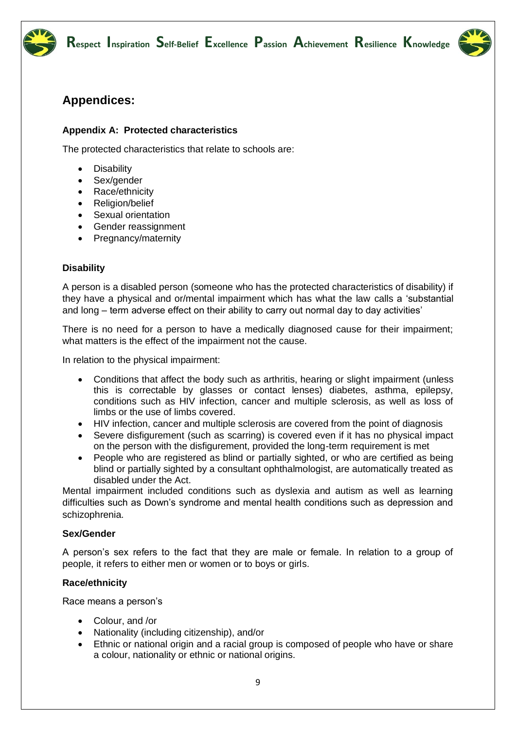## Appendices:

### Appendix A: Protected characteristics

The protected characteristics that relate to schools are:

- Disability
- Sex/gender
- Race/ethnicity
- Religion/belief
- Sexual orientation
- Gender reassignment
- Pregnancy/maternity

#### Disability

A person is a disabled person (someone who has the protected characteristics of disability) if they have a physical and or/mental impairment which has what the law calls a 'substantial and long – term adverse effect on their ability to carry out normal day to day activities'

There is no need for a person to have a medically diagnosed cause for their impairment; what matters is the effect of the impairment not the cause.

In relation to the physical impairment:

- Conditions that affect the body such as arthritis, hearing or slight impairment (unless this is correctable by glasses or contact lenses) diabetes, asthma, epilepsy, conditions such as HIV infection, cancer and multiple sclerosis, as well as loss of limbs or the use of limbs covered.
- HIV infection, cancer and multiple sclerosis are covered from the point of diagnosis
- Severe disfigurement (such as scarring) is covered even if it has no physical impact on the person with the disfigurement, provided the long-term requirement is met
- People who are registered as blind or partially sighted, or who are certified as being blind or partially sighted by a consultant ophthalmologist, are automatically treated as disabled under the Act.

Mental impairment included conditions such as dyslexia and autism as well as learning difficulties such as Down's syndrome and mental health conditions such as depression and schizophrenia.

#### Sex/Gender

A person's sex refers to the fact that they are male or female. In relation to a group of people, it refers to either men or women or to boys or girls.

#### Race/ethnicity

Race means a person's

- Colour, and /or
- Nationality (including citizenship), and/or
- Ethnic or national origin and a racial group is composed of people who have or share a colour, nationality or ethnic or national origins.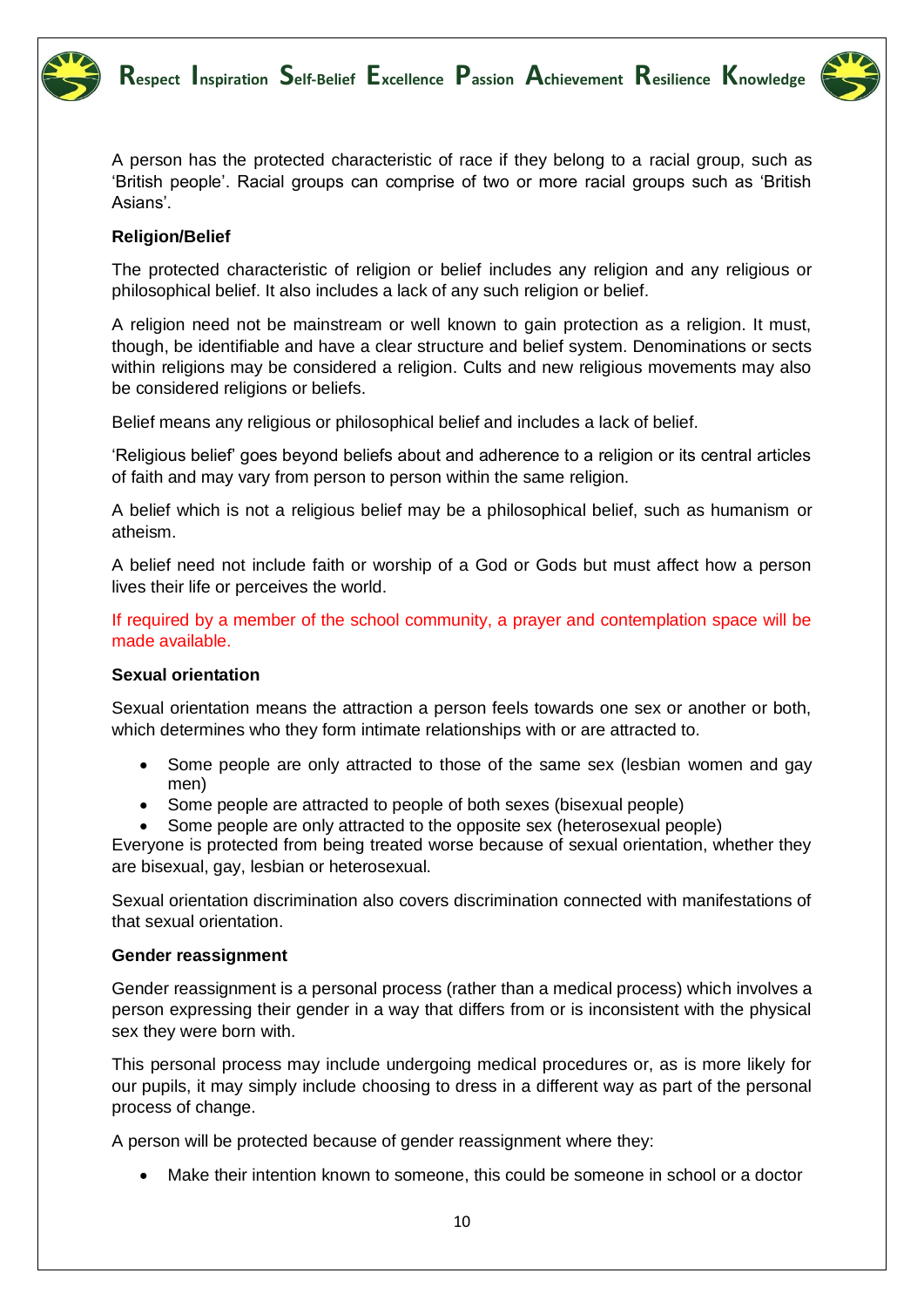A person has the protected characteristic of race if they belong to a racial group, such as 'British people'. Racial groups can comprise of two or more racial groups such as 'British Asians'.

**Religion/Belief**

The protected characteristic of religion or belief includes any religion and any religious or philosophical belief. It also includes a lack of any such religion or belief.

A religion need not be mainstream or well known to gain protection as a religion. It must, though, be identifiable and have a clear structure and belief system. Denominations or sects within religions may be considered a religion. Cults and new religious movements may also be considered religions or beliefs.

Belief means any religious or philosophical belief and includes a lack of belief.

'Religious belief' goes beyond beliefs about and adherence to a religion or its central articles of faith and may vary from person to person within the same religion.

A belief which is not a religious belief may be a philosophical belief, such as humanism or atheism.

A belief need not include faith or worship of a God or Gods but must affect how a person lives their life or perceives the world.

If required by a member of the school community, a prayer and contemplation space will be made available.

**Sexual orientation**

Sexual orientation means the attraction a person feels towards one sex or another or both, which determines who they form intimate relationships with or are attracted to.

- Some people are only attracted to those of the same sex (lesbian women and gay men)
- Some people are attracted to people of both sexes (bisexual people)
- Some people are only attracted to the opposite sex (heterosexual people)

Everyone is protected from being treated worse because of sexual orientation, whether they are bisexual, gay, lesbian or heterosexual.

Sexual orientation discrimination also covers discrimination connected with manifestations of that sexual orientation.

**Gender reassignment**

Gender reassignment is a personal process (rather than a medical process) which involves a person expressing their gender in a way that differs from or is inconsistent with the physical sex they were born with.

This personal process may include undergoing medical procedures or, as is more likely for our pupils, it may simply include choosing to dress in a different way as part of the personal process of change.

A person will be protected because of gender reassignment where they:

- Make their intention known to someone, this could be someone in school or a doctor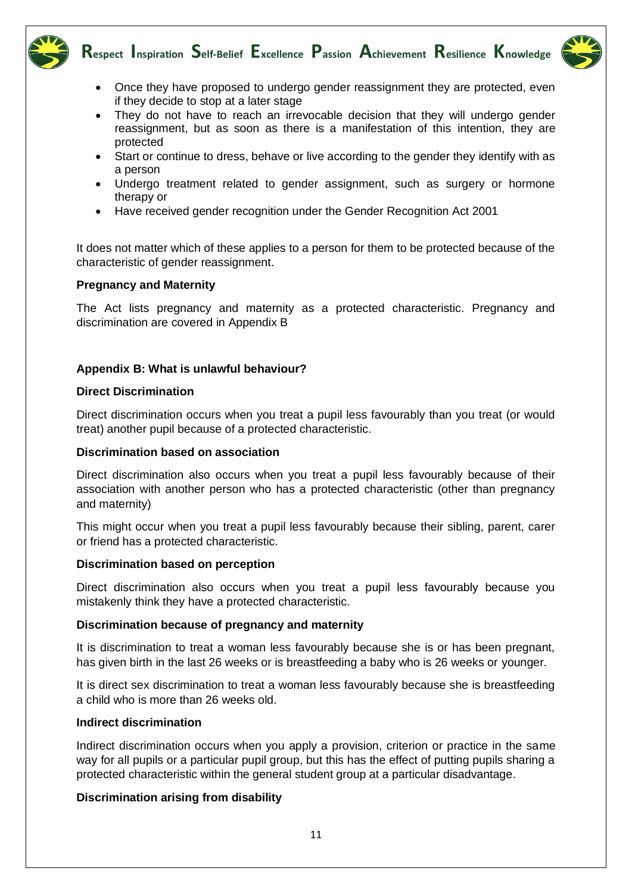- Once they have proposed to undergo gender reassignment they are protected, even if they decide to stop at a later stage
- They do not have to reach an irrevocable decision that they will undergo gender reassignment, but as soon as there is a manifestation of this intention, they are protected
- Start or continue to dress, behave or live according to the gender they identify with as a person
- Undergo treatment related to gender assignment, such as surgery or hormone therapy or
- Have received gender recognition under the Gender Recognition Act 2001

It does not matter which of these applies to a person for them to be protected because of the characteristic of gender reassignment.

**Pregnancy and Maternity**

The Act lists pregnancy and maternity as a protected characteristic. Pregnancy and discrimination are covered in Appendix B

## Appendix B: What is unlawful behaviour?

**Direct Discrimination**

Direct discrimination occurs when you treat a pupil less favourably than you treat (or would treat) another pupil because of a protected characteristic.

**Discrimination based on association**

Direct discrimination also occurs when you treat a pupil less favourably because of their association with another person who has a protected characteristic (other than pregnancy and maternity)

This might occur when you treat a pupil less favourably because their sibling, parent, carer or friend has a protected characteristic.

**Discrimination based on perception**

Direct discrimination also occurs when you treat a pupil less favourably because you mistakenly think they have a protected characteristic.

**Discrimination because of pregnancy and maternity**

It is discrimination to treat a woman less favourably because she is or has been pregnant, has given birth in the last 26 weeks or is breastfeeding a baby who is 26 weeks or younger.

It is direct sex discrimination to treat a woman less favourably because she is breastfeeding a child who is more than 26 weeks old.

**Indirect discrimination**

Indirect discrimination occurs when you apply a provision, criterion or practice in the same way for all pupils or a particular pupil group, but this has the effect of putting pupils sharing a protected characteristic within the general student group at a particular disadvantage.

**Discrimination arising from disability**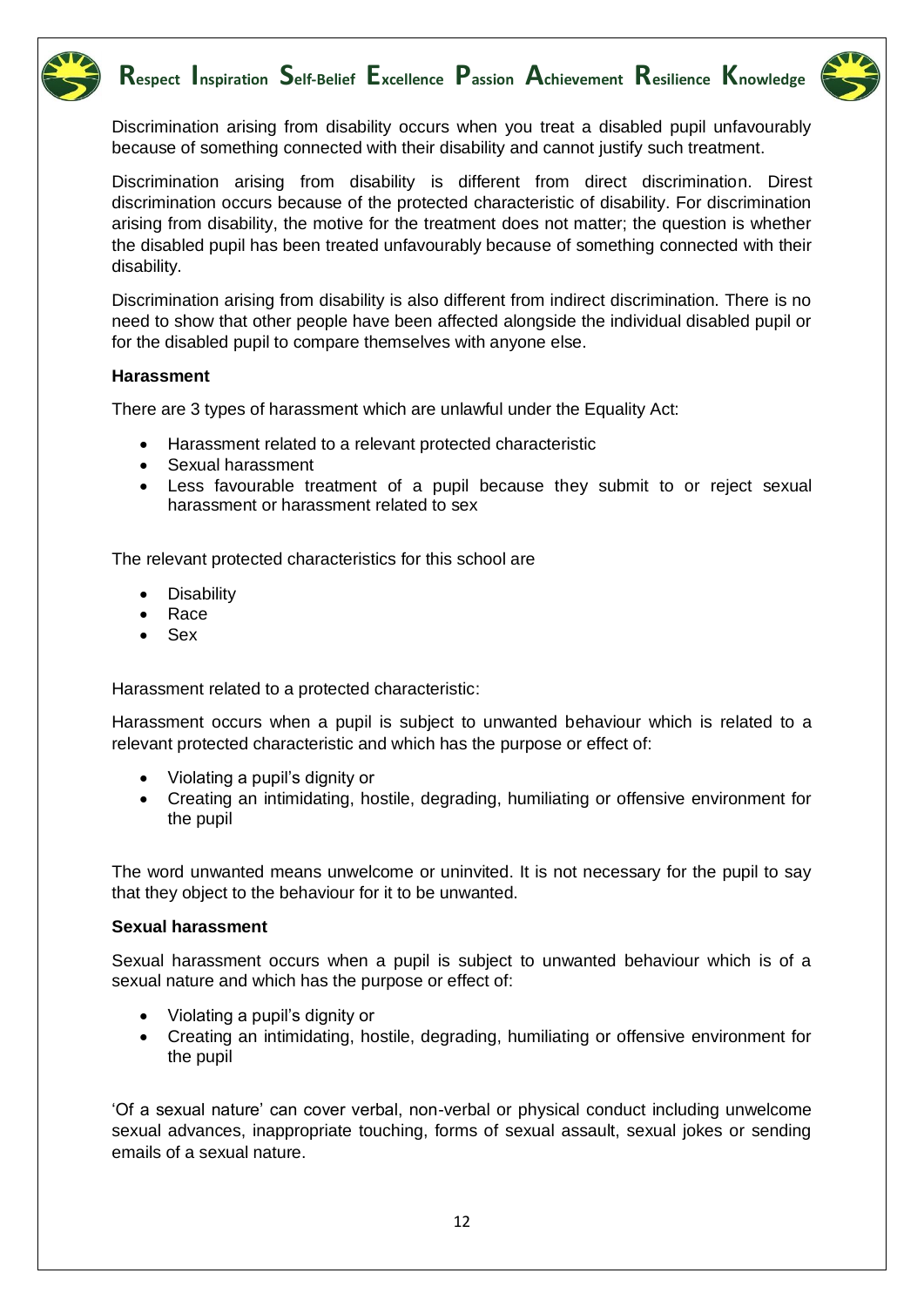Discrimination arising from disability occurs when you treat a disabled pupil unfavourably because of something connected with their disability and cannot justify such treatment.

Discrimination arising from disability is different from direct discrimination. Direst discrimination occurs because of the protected characteristic of disability. For discrimination arising from disability, the motive for the treatment does not matter; the question is whether the disabled pupil has been treated unfavourably because of something connected with their disability.

Discrimination arising from disability is also different from indirect discrimination. There is no need to show that other people have been affected alongside the individual disabled pupil or for the disabled pupil to compare themselves with anyone else.

**Harassment**

There are 3 types of harassment which are unlawful under the Equality Act:

- Harassment related to a relevant protected characteristic
- Sexual harassment
- Less favourable treatment of a pupil because they submit to or reject sexual harassment or harassment related to sex

The relevant protected characteristics for this school are

- Disability
- Race
- Sex

Harassment related to a protected characteristic:

Harassment occurs when a pupil is subject to unwanted behaviour which is related to a relevant protected characteristic and which has the purpose or effect of:

- Violating a pupil's dignity or
- Creating an intimidating, hostile, degrading, humiliating or offensive environment for the pupil

The word unwanted means unwelcome or uninvited. It is not necessary for the pupil to say that they object to the behaviour for it to be unwanted.

**Sexual harassment**

Sexual harassment occurs when a pupil is subject to unwanted behaviour which is of a sexual nature and which has the purpose or effect of:

- Violating a pupil's dignity or
- Creating an intimidating, hostile, degrading, humiliating or offensive environment for the pupil

'Of a sexual nature' can cover verbal, non-verbal or physical conduct including unwelcome sexual advances, inappropriate touching, forms of sexual assault, sexual jokes or sending emails of a sexual nature.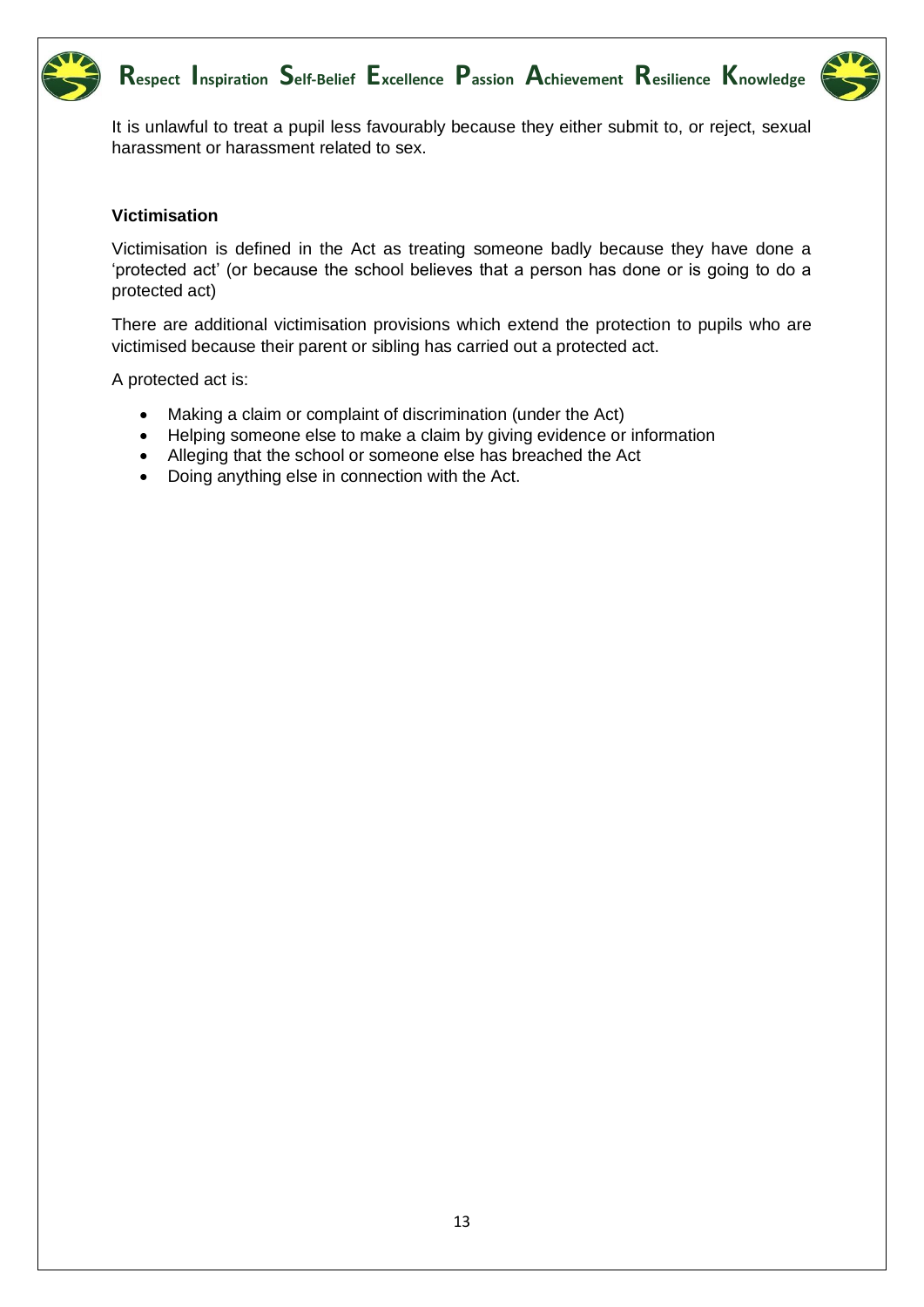It is unlawful to treat a pupil less favourably because they either submit to, or reject, sexual harassment or harassment related to sex.

**Victimisation**

Victimisation is defined in the Act as treating someone badly because they have done a 'protected act' (or because the school believes that a person has done or is going to do a protected act)

There are additional victimisation provisions which extend the protection to pupils who are victimised because their parent or sibling has carried out a protected act.

A protected act is:

- Making a claim or complaint of discrimination (under the Act)
- Helping someone else to make a claim by giving evidence or information
- Alleging that the school or someone else has breached the Act
- Doing anything else in connection with the Act.